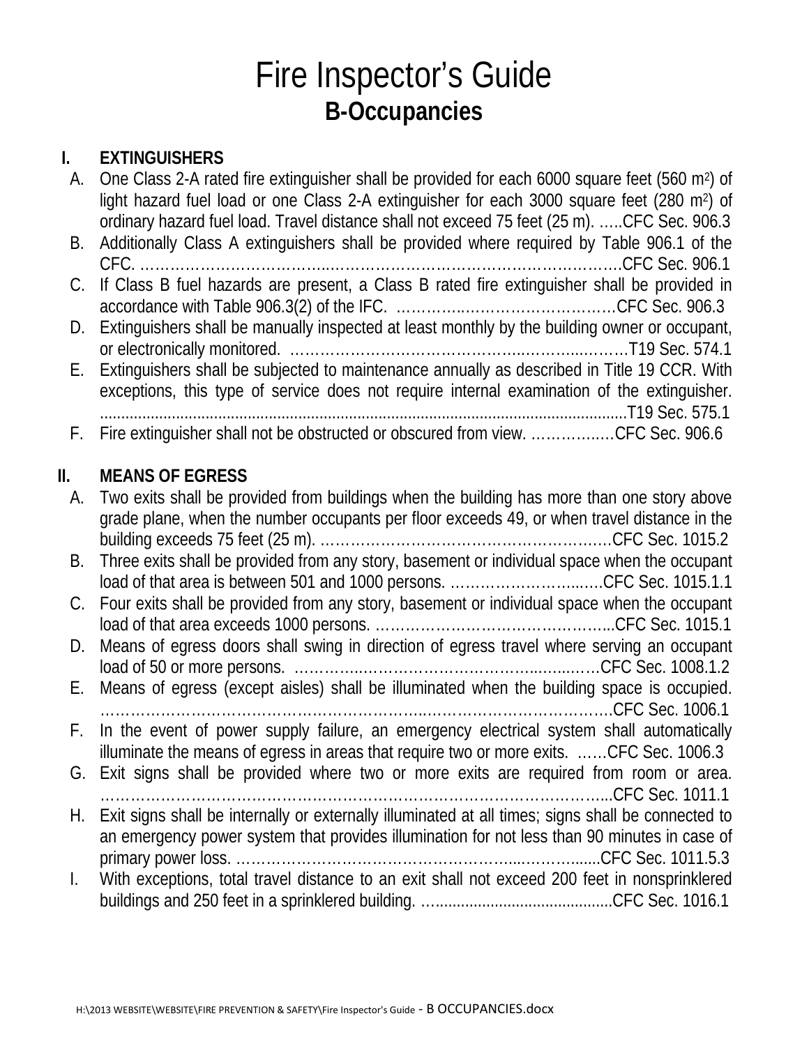# Fire Inspector's Guide

## B-Occupancies

### I. EXTINGUISHERS

A. One Class 2-A rated fire extinguisher shall be provided for each 6000 square feet (560 $m^2$) of light hazard fuel load or one Class 2-A extinguisher for each 3000 square feet (280 $m^2$) of ordinary hazard fuel load. Travel distance shall not exceed 75 feet (25 m). …..CFC Sec. 906.3

B. Additionally Class A extinguishers shall be provided where required by Table 906.1 of the CFC. ………………………………………………………………………………….CFC Sec. 906.1

C. If Class B fuel hazards are present, a Class B rated fire extinguisher shall be provided in accordance with Table 906.3(2) of the IFC. ……………………………………CFC Sec. 906.3

D. Extinguishers shall be manually inspected at least monthly by the building owner or occupant, or electronically monitored. ………………………………………………………T19 Sec. 574.1

E. Extinguishers shall be subjected to maintenance annually as described in Title 19 CCR. With exceptions, this type of service does not require internal examination of the extinguisher. ............................................................................................................................T19 Sec. 575.1

F. Fire extinguisher shall not be obstructed or obscured from view. ………………CFC Sec. 906.6

### II. MEANS OF EGRESS

A. Two exits shall be provided from buildings when the building has more than one story above grade plane, when the number occupants per floor exceeds 49, or when travel distance in the building exceeds 75 feet (25 m). ……………………………………………………CFC Sec. 1015.2

B. Three exits shall be provided from any story, basement or individual space when the occupant load of that area is between 501 and 1000 persons. ……………………….….CFC Sec. 1015.1.1

C. Four exits shall be provided from any story, basement or individual space when the occupant load of that area exceeds 1000 persons. ………………………………………...CFC Sec. 1015.1

D. Means of egress doors shall swing in direction of egress travel where serving an occupant load of 50 or more persons. ………………………………………………….CFC Sec. 1008.1.2

E. Means of egress (except aisles) shall be illuminated when the building space is occupied. ……………………………………………………………………………………….CFC Sec. 1006.1

F. In the event of power supply failure, an emergency electrical system shall automatically illuminate the means of egress in areas that require two or more exits. ……CFC Sec. 1006.3

G. Exit signs shall be provided where two or more exits are required from room or area. ……………………………………………………………………………………...CFC Sec. 1011.1

H. Exit signs shall be internally or externally illuminated at all times; signs shall be connected to an emergency power system that provides illumination for not less than 90 minutes in case of primary power loss. ………………………………………………………...CFC Sec. 1011.5.3

I. With exceptions, total travel distance to an exit shall not exceed 200 feet in nonsprinklered buildings and 250 feet in a sprinklered building. …........................................CFC Sec. 1016.1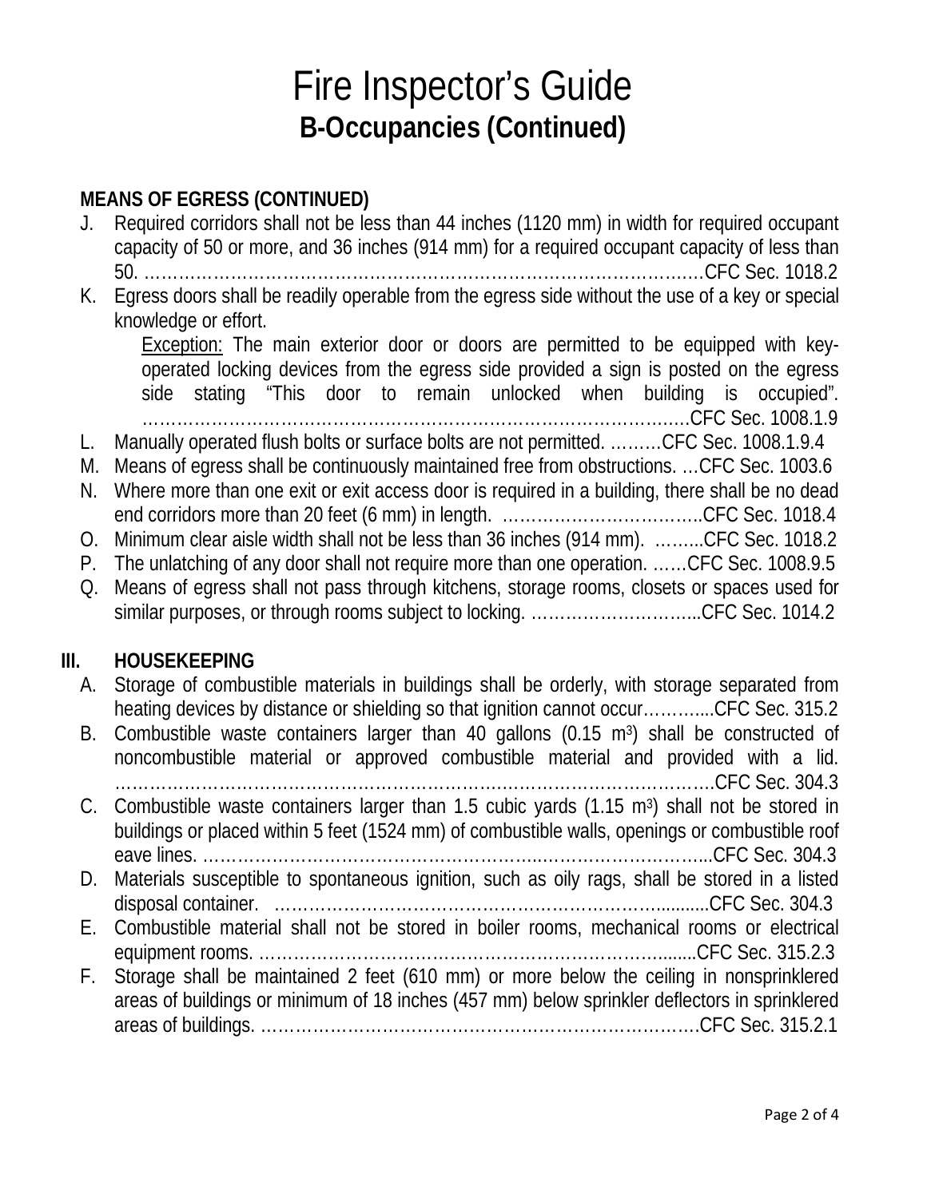# Fire Inspector's Guide

## B-Occupancies (Continued)

### MEANS OF EGRESS (CONTINUED)

J. Required corridors shall not be less than 44 inches (1120 mm) in width for required occupant capacity of 50 or more, and 36 inches (914 mm) for a required occupant capacity of less than 50. ……………………………………………………………………………………CFC Sec. 1018.2

K. Egress doors shall be readily operable from the egress side without the use of a key or special knowledge or effort.

   Exception: The main exterior door or doors are permitted to be equipped with key-operated locking devices from the egress side provided a sign is posted on the egress side stating "This door to remain unlocked when building is occupied". ……………………………………………………………………………………CFC Sec. 1008.1.9

L. Manually operated flush bolts or surface bolts are not permitted. ………CFC Sec. 1008.1.9.4

M. Means of egress shall be continuously maintained free from obstructions. …CFC Sec. 1003.6

N. Where more than one exit or exit access door is required in a building, there shall be no dead end corridors more than 20 feet (6 mm) in length. ……………………………..CFC Sec. 1018.4

O. Minimum clear aisle width shall not be less than 36 inches (914 mm). ……...CFC Sec. 1018.2

P. The unlatching of any door shall not require more than one operation. ……CFC Sec. 1008.9.5

Q. Means of egress shall not pass through kitchens, storage rooms, closets or spaces used for similar purposes, or through rooms subject to locking. ………………………...CFC Sec. 1014.2

### III. HOUSEKEEPING

A. Storage of combustible materials in buildings shall be orderly, with storage separated from heating devices by distance or shielding so that ignition cannot occur………...CFC Sec. 315.2

B. Combustible waste containers larger than 40 gallons (0.15 $m^3$) shall be constructed of noncombustible material or approved combustible material and provided with a lid. ……………………………………………………………………………………….CFC Sec. 304.3

C. Combustible waste containers larger than 1.5 cubic yards (1.15 $m^3$) shall not be stored in buildings or placed within 5 feet (1524 mm) of combustible walls, openings or combustible roof eave lines. ………………………………………………………………………………..CFC Sec. 304.3

D. Materials susceptible to spontaneous ignition, such as oily rags, shall be stored in a listed disposal container. ………………………………………………………..........CFC Sec. 304.3

E. Combustible material shall not be stored in boiler rooms, mechanical rooms or electrical equipment rooms. ……………………………………………………………........CFC Sec. 315.2.3

F. Storage shall be maintained 2 feet (610 mm) or more below the ceiling in nonsprinklered areas of buildings or minimum of 18 inches (457 mm) below sprinkler deflectors in sprinklered areas of buildings. ……………………………………………………………………CFC Sec. 315.2.1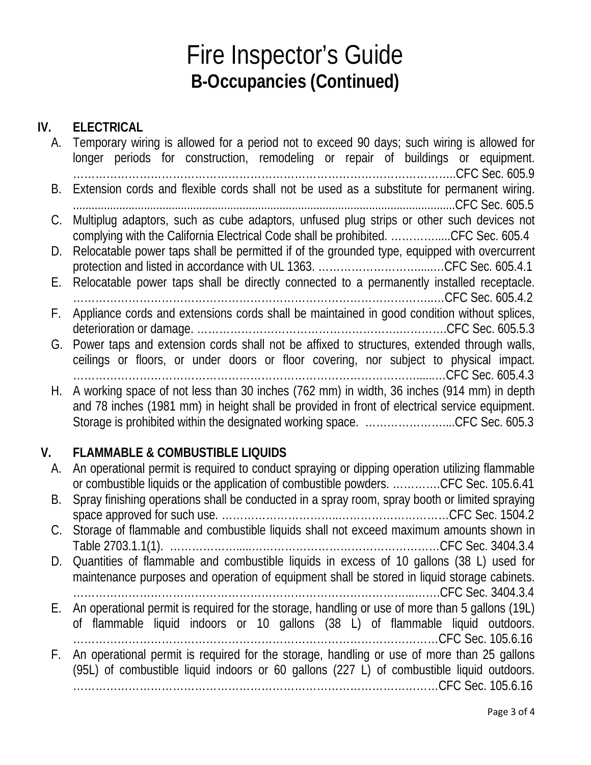# Fire Inspector's Guide

## B-Occupancies (Continued)

### IV. ELECTRICAL

A. Temporary wiring is allowed for a period not to exceed 90 days; such wiring is allowed for longer periods for construction, remodeling or repair of buildings or equipment. ……………………………………………………………………………………………..CFC Sec. 605.9

B. Extension cords and flexible cords shall not be used as a substitute for permanent wiring. ...........................................................................................................................CFC Sec. 605.5

C. Multiplug adaptors, such as cube adaptors, unfused plug strips or other such devices not complying with the California Electrical Code shall be prohibited. …………….....CFC Sec. 605.4

D. Relocatable power taps shall be permitted if of the grounded type, equipped with overcurrent protection and listed in accordance with UL 1363. ………………………......…CFC Sec. 605.4.1

E. Relocatable power taps shall be directly connected to a permanently installed receptacle. ……………………………………………………………………………………...…CFC Sec. 605.4.2

F. Appliance cords and extensions cords shall be maintained in good condition without splices, deterioration or damage. ………………………………………………………….CFC Sec. 605.5.3

G. Power taps and extension cords shall not be affixed to structures, extended through walls, ceilings or floors, or under doors or floor covering, nor subject to physical impact. ……………………………………………………………………………………....…CFC Sec. 605.4.3

H. A working space of not less than 30 inches (762 mm) in width, 36 inches (914 mm) in depth and 78 inches (1981 mm) in height shall be provided in front of electrical service equipment. Storage is prohibited within the designated working space. …………………....CFC Sec. 605.3

### V. FLAMMABLE & COMBUSTIBLE LIQUIDS

A. An operational permit is required to conduct spraying or dipping operation utilizing flammable or combustible liquids or the application of combustible powders. ………….CFC Sec. 105.6.41

B. Spray finishing operations shall be conducted in a spray room, spray booth or limited spraying space approved for such use. …………………………………………………CFC Sec. 1504.2

C. Storage of flammable and combustible liquids shall not exceed maximum amounts shown in Table 2703.1.1(1). ………………...…………………………………………CFC Sec. 3404.3.4

D. Quantities of flammable and combustible liquids in excess of 10 gallons (38 L) used for maintenance purposes and operation of equipment shall be stored in liquid storage cabinets. ………………………………………………………………………………...….CFC Sec. 3404.3.4

E. An operational permit is required for the storage, handling or use of more than 5 gallons (19L) of flammable liquid indoors or 10 gallons (38 L) of flammable liquid outdoors. …………………………………………………………………………………CFC Sec. 105.6.16

F. An operational permit is required for the storage, handling or use of more than 25 gallons (95L) of combustible liquid indoors or 60 gallons (227 L) of combustible liquid outdoors. …………………………………………………………………………………CFC Sec. 105.6.16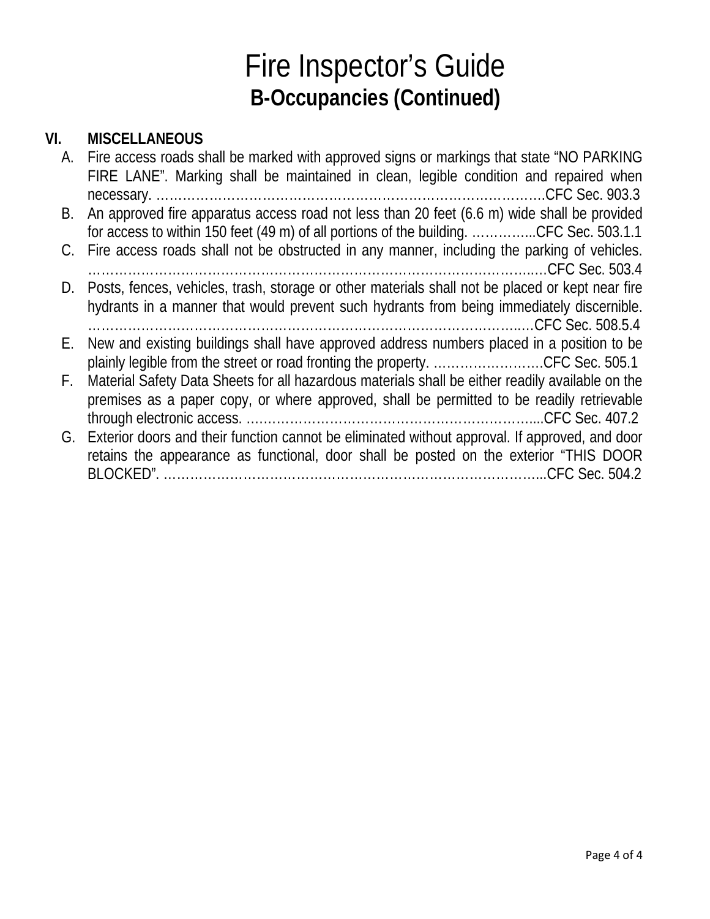# Fire Inspector's Guide

## B-Occupancies (Continued)

### VI. MISCELLANEOUS

A. Fire access roads shall be marked with approved signs or markings that state "NO PARKING FIRE LANE". Marking shall be maintained in clean, legible condition and repaired when necessary. ……………………………………………………………………………….CFC Sec. 903.3

B. An approved fire apparatus access road not less than 20 feet (6.6 m) wide shall be provided for access to within 150 feet (49 m) of all portions of the building. …………...CFC Sec. 503.1.1

C. Fire access roads shall not be obstructed in any manner, including the parking of vehicles. ……………………………………………………………………………………….…CFC Sec. 503.4

D. Posts, fences, vehicles, trash, storage or other materials shall not be placed or kept near fire hydrants in a manner that would prevent such hydrants from being immediately discernible. …………………………………………………………………………………….…CFC Sec. 508.5.4

E. New and existing buildings shall have approved address numbers placed in a position to be plainly legible from the street or road fronting the property. …………………….CFC Sec. 505.1

F. Material Safety Data Sheets for all hazardous materials shall be either readily available on the premises as a paper copy, or where approved, shall be permitted to be readily retrievable through electronic access. ……………………………………………………….....CFC Sec. 407.2

G. Exterior doors and their function cannot be eliminated without approval. If approved, and door retains the appearance as functional, door shall be posted on the exterior "THIS DOOR BLOCKED". ……………………………………………………………………………...CFC Sec. 504.2